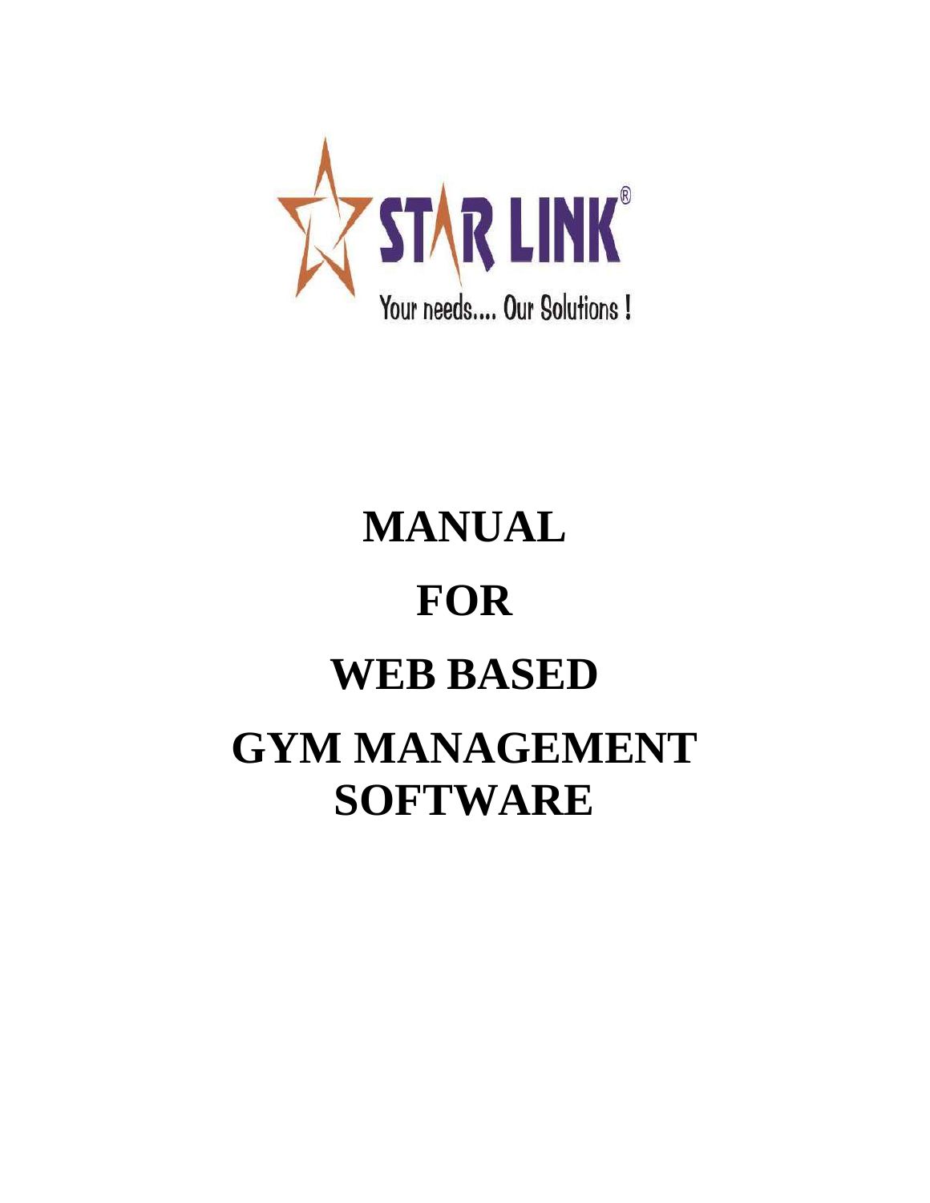STAR LINK®

Your needs.... Our Solutions !

# MANUAL

# FOR

# WEB BASED

# GYM MANAGEMENT SOFTWARE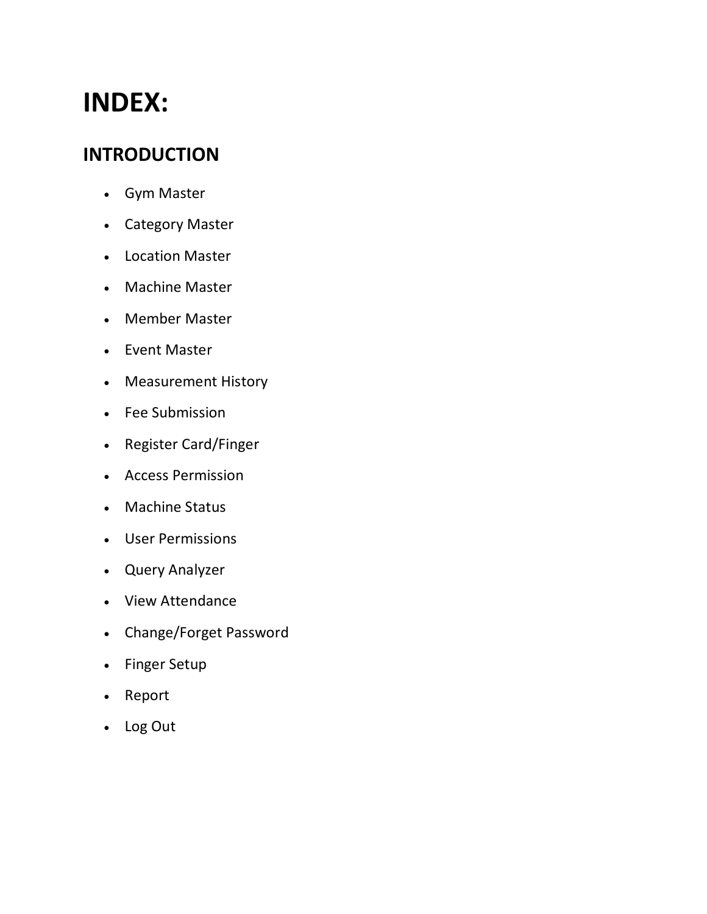# INDEX:

## INTRODUCTION

- Gym Master
- Category Master
- Location Master
- Machine Master
- Member Master
- Event Master
- Measurement History
- Fee Submission
- Register Card/Finger
- Access Permission
- Machine Status
- User Permissions
- Query Analyzer
- View Attendance
- Change/Forget Password
- Finger Setup
- Report
- Log Out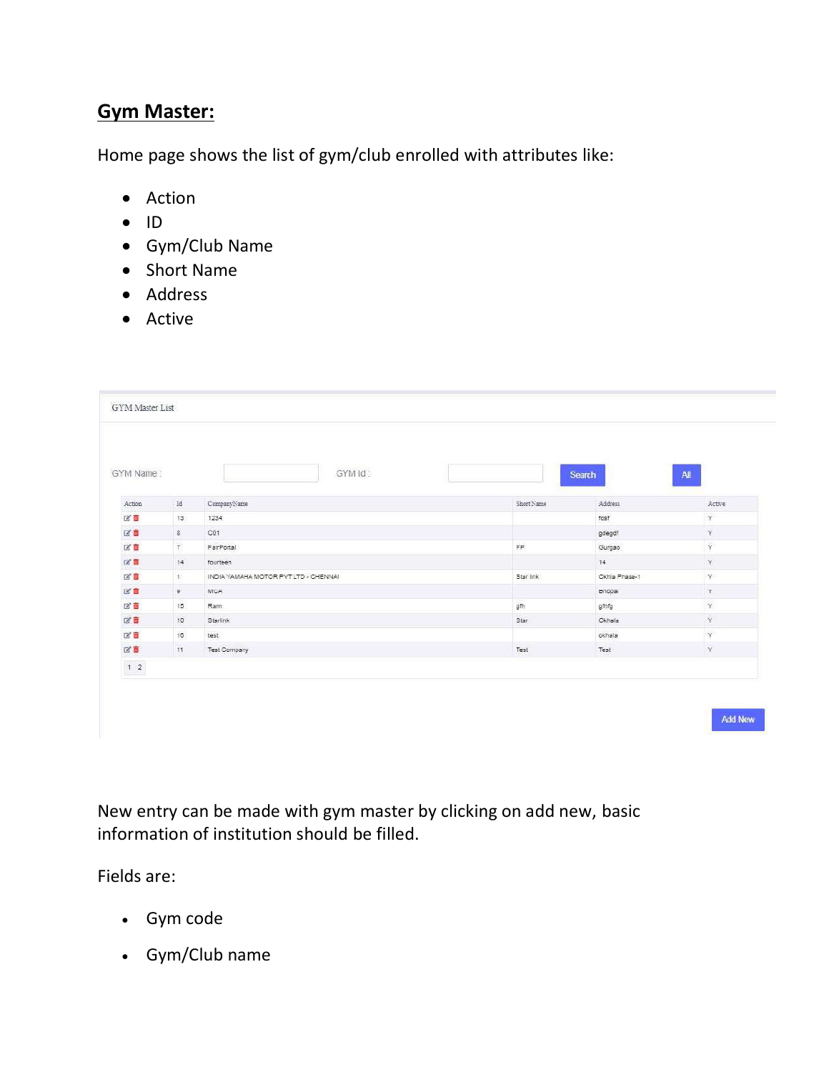## Gym Master:

Home page shows the list of gym/club enrolled with attributes like:

- Action
- ID
- Gym/Club Name
- Short Name
- Address
- Active

GYM Master List

GYM Name : GYM Id : Search All

| Action | Id | CompanyName | Short Name | Address | Active |
|---|---|---|---|---|---|
| | 13 | 1234 | | fcsf | Y |
| | 8 | C01 | | gdegdf | Y |
| | 7 | FairPortal | FP | Gurgao | Y |
| | 14 | fourteen | | 14 | Y |
| | 1 | INDIA YAMAHA MOTOR PVT LTD - CHENNAI | Star link | Okhla Phase-1 | Y |
| | 9 | MCA | | Bhopal | Y |
| | 15 | Ram | gfh | gfhfg | Y |
| | 10 | Starlink | Star | Okhala | Y |
| | 16 | test | | okhala | Y |
| | 11 | Test Company | Test | Test | Y |

1 2

Add New

New entry can be made with gym master by clicking on add new, basic information of institution should be filled.

Fields are:

- Gym code
- Gym/Club name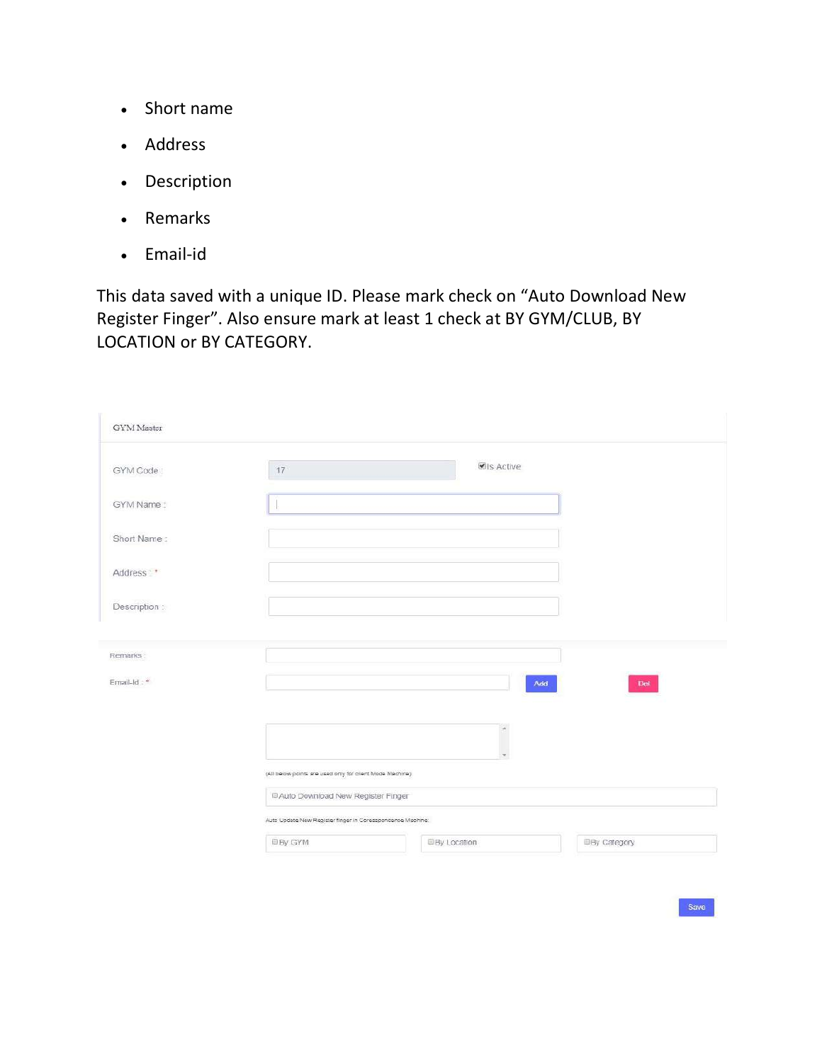- Short name
- Address
- Description
- Remarks
- Email-id

This data saved with a unique ID. Please mark check on “Auto Download New Register Finger”. Also ensure mark at least 1 check at BY GYM/CLUB, BY LOCATION or BY CATEGORY.

GYM Master

GYM Code : 17 ☑Is Active

GYM Name :

Short Name :

Address : *

Description :

Remarks :

Email-Id : * Add Del

(All below points are used only for client Mode Machine)

☐Auto Download New Register Finger

Auto Update New Register finger in Corespondence Machine:

☐By GYM ☐By Location ☐By Category

Save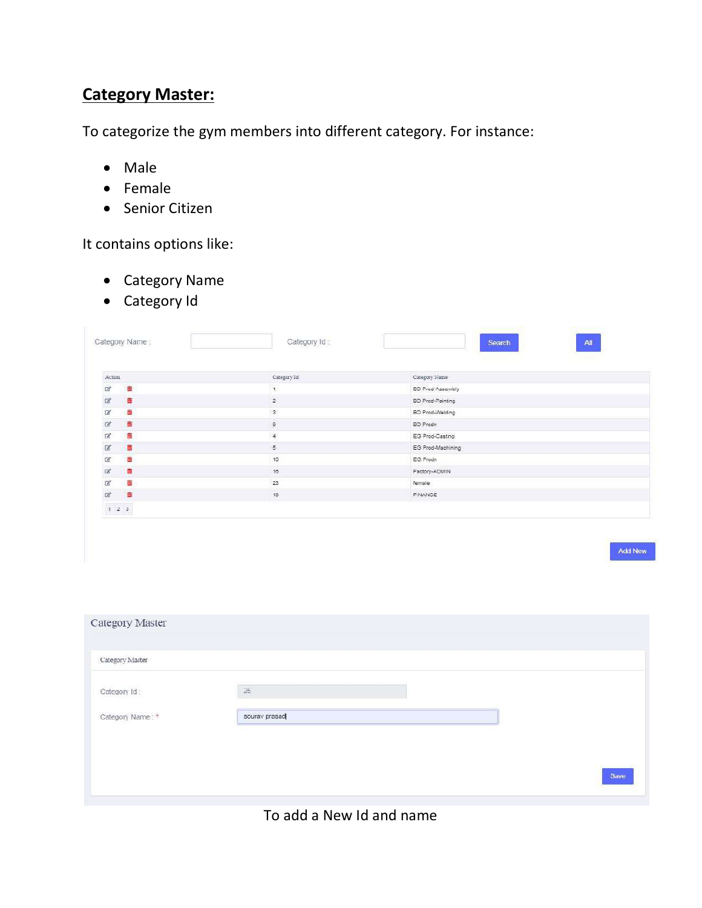## **Category Master:**

To categorize the gym members into different category. For instance:

- Male
- Female
- Senior Citizen

It contains options like:

- Category Name
- Category Id

Category Name : Category Id : Search All

| Action | Category Id | Category Name |
|---|---|---|
| | 1 | BD Prod-Assembly |
| | 2 | BD Prod-Painting |
| | 3 | BD Prod-Welding |
| | 9 | BD Prodn |
| | 4 | EG Prod-Casting |
| | 5 | EG Prod-Machining |
| | 10 | EG Prodn |
| | 16 | Factory-ADMIN |
| | 23 | female |
| | 18 | FINANCE |

1 2 3

Add New

Category Master

Category Master

Category Id : 26

Category Name : * sourav prasad

Save

To add a New Id and name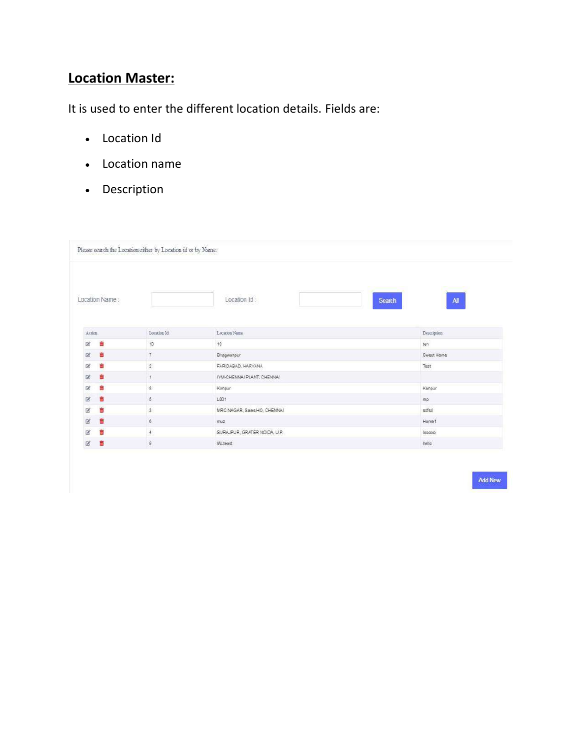## Location Master:

It is used to enter the different location details. Fields are:

- Location Id
- Location name
- Description

Please search the Location either by Location id or by Name:

Location Name : Location Id : Search All

| Action | Location Id | Location Name | Description |
|---|---|---|---|
| | 10 | 10 | ten |
| | 7 | Bhagwanpur | Sweet Home |
| | 2 | FARIDABAD, HARYANA | Test |
| | 1 | IYM-CHENNAI PLANT, CHENNAI | |
| | 8 | Kanpur | Kanpur |
| | 5 | L001 | mp |
| | 3 | MRC NAGAR, Sales HO, CHENNAI | sdfsd |
| | 6 | muz | Home1 |
| | 4 | SURAJPUR, GRATER NOIDA, U.P. | looooo |
| | 9 | WLteast | hello |

Add New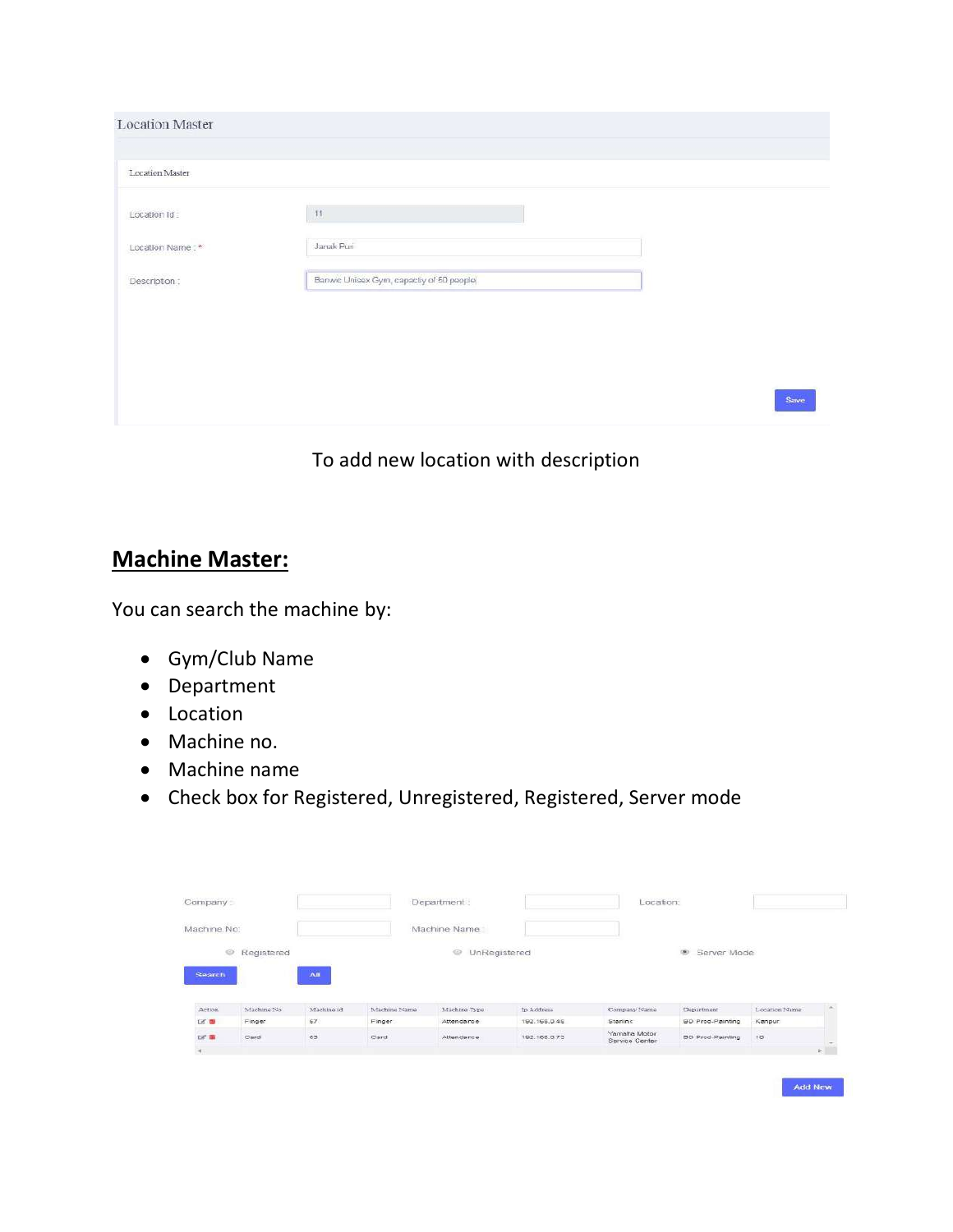Location Master

Location Master

Location Id : 11

Location Name : * Janak Puri

Description : Banwe Unisex Gym, capacity of 50 people

Save

To add new location with description

## Machine Master:

You can search the machine by:

- Gym/Club Name
- Department
- Location
- Machine no.
- Machine name
- Check box for Registered, Unregistered, Registered, Server mode

Company : Department : Location:

Machine No: Machine Name :

Registered UnRegistered Server Mode

Search All

| Action | Machine No | Machine id | Machine Name | Machine Type | Ip Address | Company Name | Department | Location Name |
| --- | --- | --- | --- | --- | --- | --- | --- | --- |
| | Finger | 67 | Finger | Attendance | 192.168.0.48 | Starlink | BD Prod-Painting | Kanpur |
| | Card | 63 | Card | Attendance | 192.168.0.73 | Yamaha Motor Service Center | BD Prod-Painting | 10 |

Add New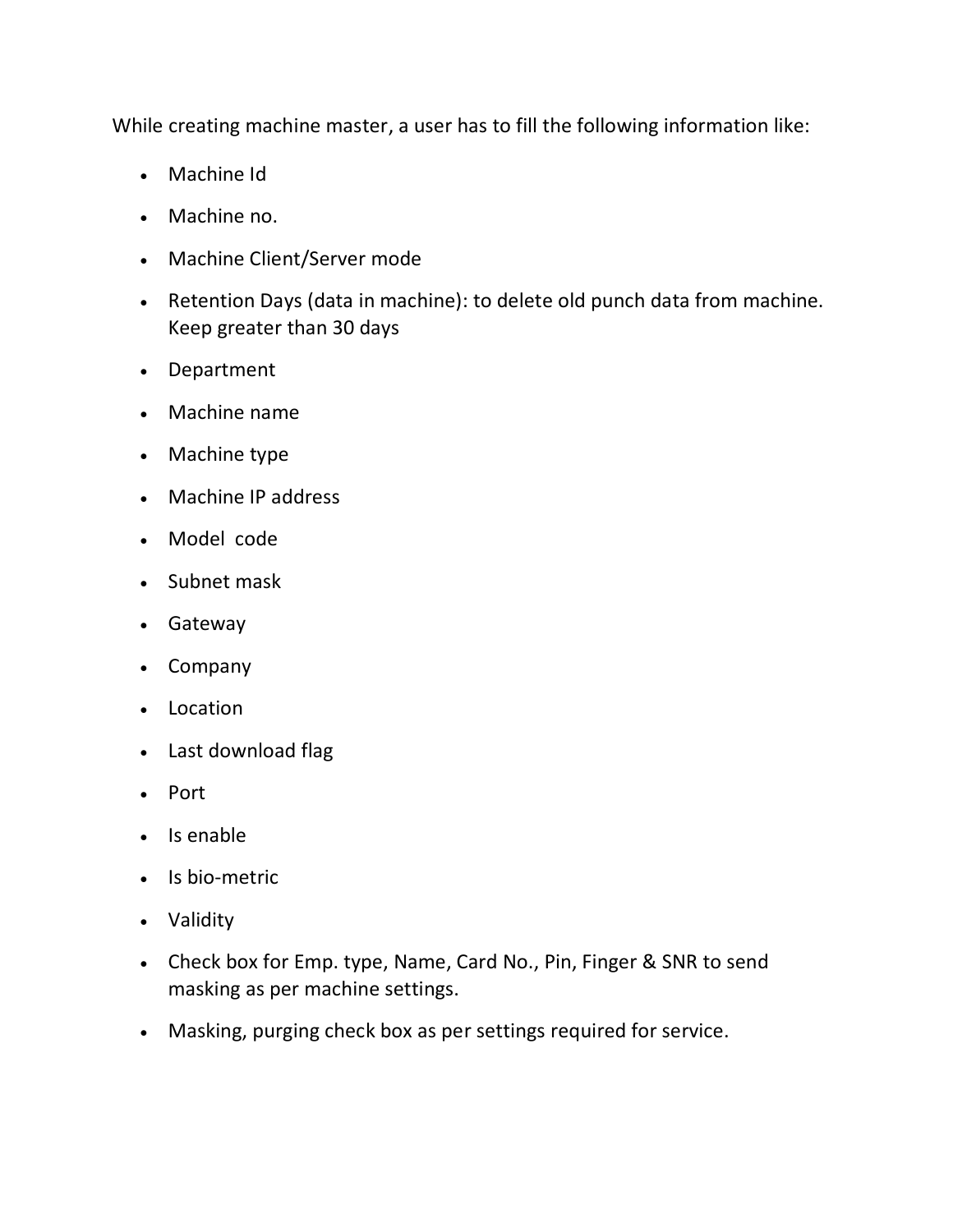While creating machine master, a user has to fill the following information like:

- Machine Id
- Machine no.
- Machine Client/Server mode
- Retention Days (data in machine): to delete old punch data from machine. Keep greater than 30 days
- Department
- Machine name
- Machine type
- Machine IP address
- Model code
- Subnet mask
- Gateway
- Company
- Location
- Last download flag
- Port
- Is enable
- Is bio-metric
- Validity
- Check box for Emp. type, Name, Card No., Pin, Finger & SNR to send masking as per machine settings.
- Masking, purging check box as per settings required for service.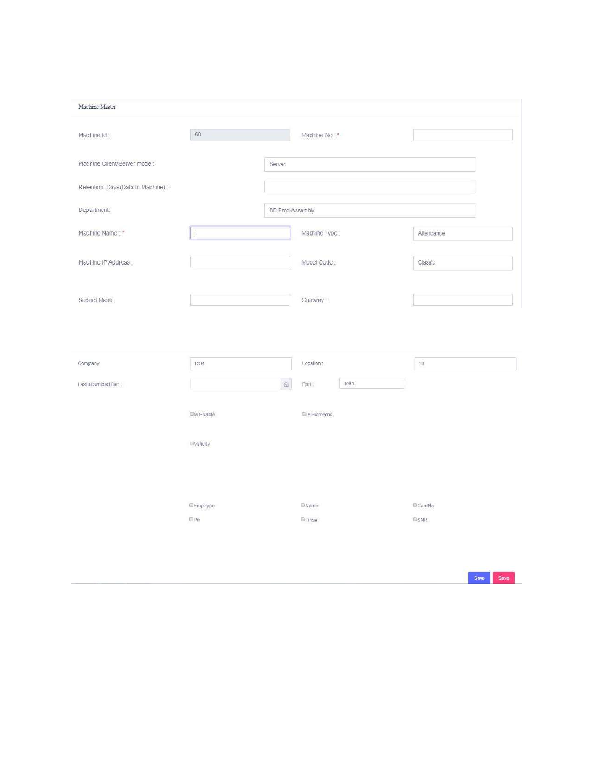## Machine Master

| | | | |
|---|---|---|---|
| Machine Id : | 68 | Machine No. :* | |
| Machine Client/Server mode : | Server | | |
| Retention_Days(Data In Machine) : | | | |
| Department: | BD Prod-Assembly | | |
| Machine Name : * | | Machine Type : | Attendance |
| Machine IP Address : | | Model Code : | Classic |
| Subnet Mask : | | Gateway : | |

| | | | |
|---|---|---|---|
| Company: | 1234 | Location : | 10 |
| Last download flag : | | Port : | 1065 |

- Is Enable
- Is Biometric
- Validity

- EmpType
- Name
- CardNo
- Pin
- Finger
- SNR

Save Save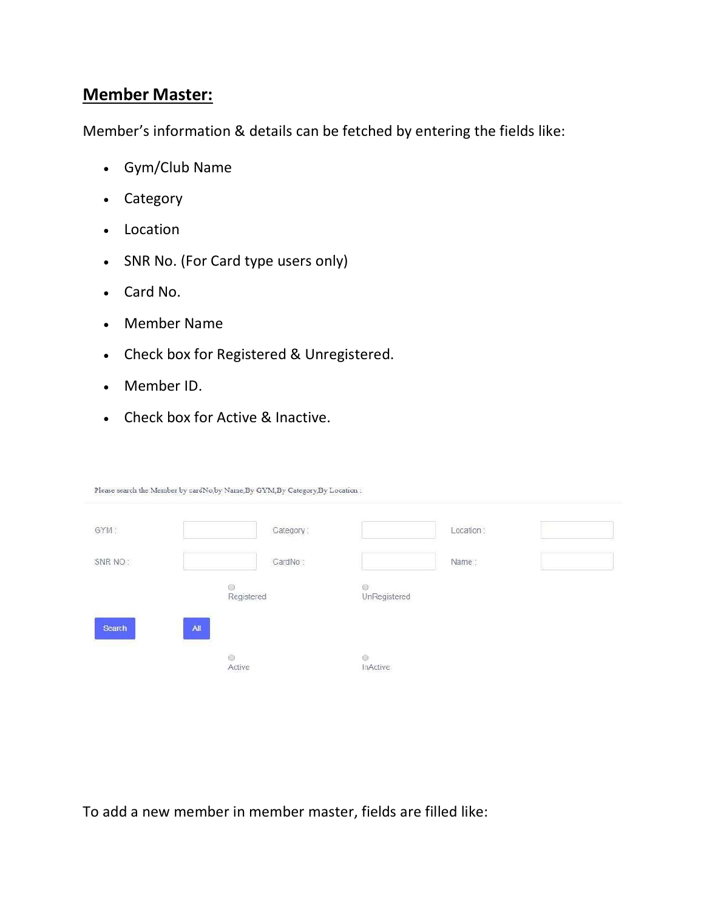## **Member Master:**

Member's information & details can be fetched by entering the fields like:

- Gym/Club Name
- Category
- Location
- SNR No. (For Card type users only)
- Card No.
- Member Name
- Check box for Registered & Unregistered.
- Member ID.
- Check box for Active & Inactive.

Please search the Member by cardNo,by Name,By GYM,By Category,By Location :

| GYM : | | Category : | | Location : | |
|---|---|---|---|---|---|
| SNR NO : | | CardNo : | | Name : | |
| | ○ Registered | | ○ UnRegistered | | |
| Search | All | | | | |
| | ○ Active | | ○ InActive | | |

To add a new member in member master, fields are filled like: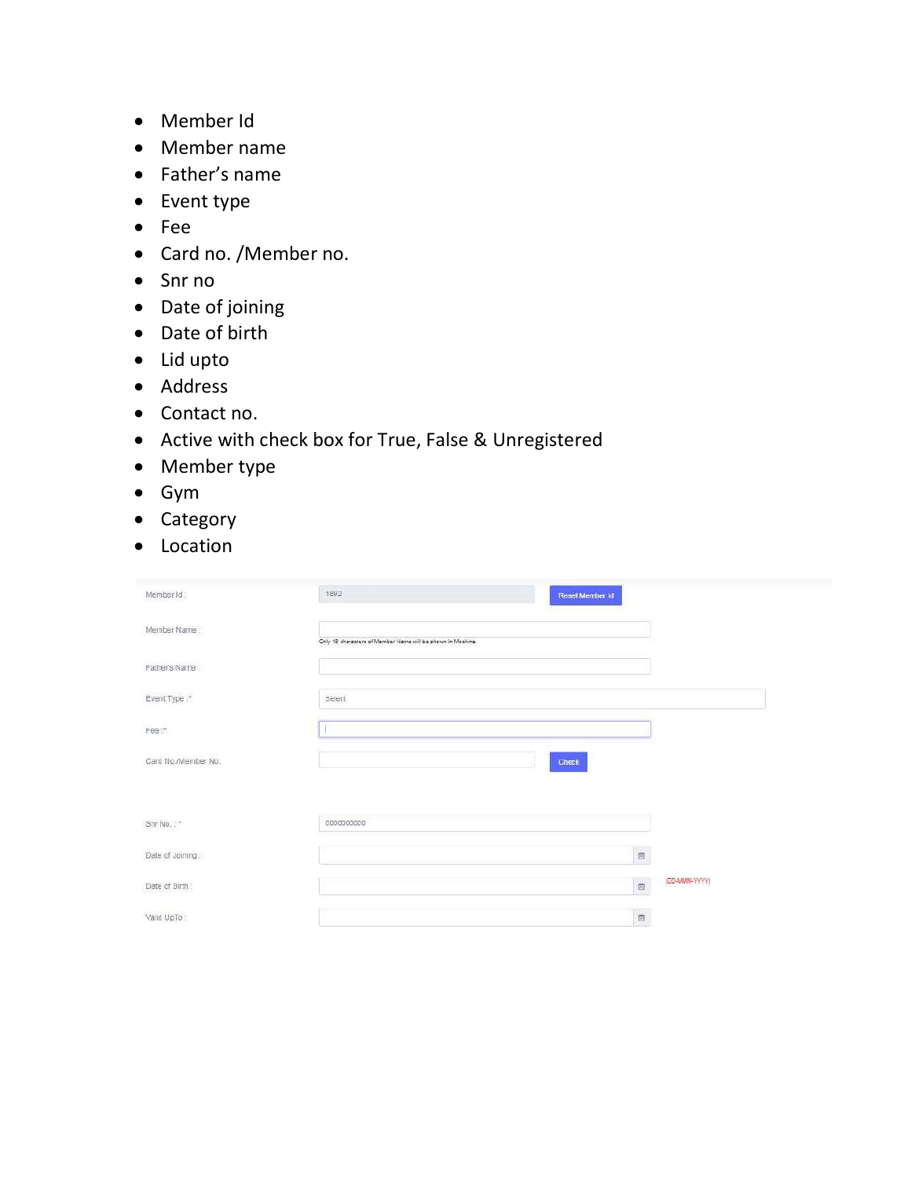- Member Id
- Member name
- Father's name
- Event type
- Fee
- Card no. /Member no.
- Snr no
- Date of joining
- Date of birth
- Lid upto
- Address
- Contact no.
- Active with check box for True, False & Unregistered
- Member type
- Gym
- Category
- Location

| Field | Value | |
|---|---|---|
| Member Id : | 1892 | Reset Member Id |
| Member Name : | Only 18 characters of Member Name will be shown in Machine | |
| Fathers Name : | | |
| Event Type :* | Select | |
| Fee :* | | |
| Card No./Member No. | | Check |
| Snr No. :* | 0000000000 | |
| Date of Joining : | | |
| Date of Birth : | | (DD-MMM-YYYY) |
| Valid UpTo : | | |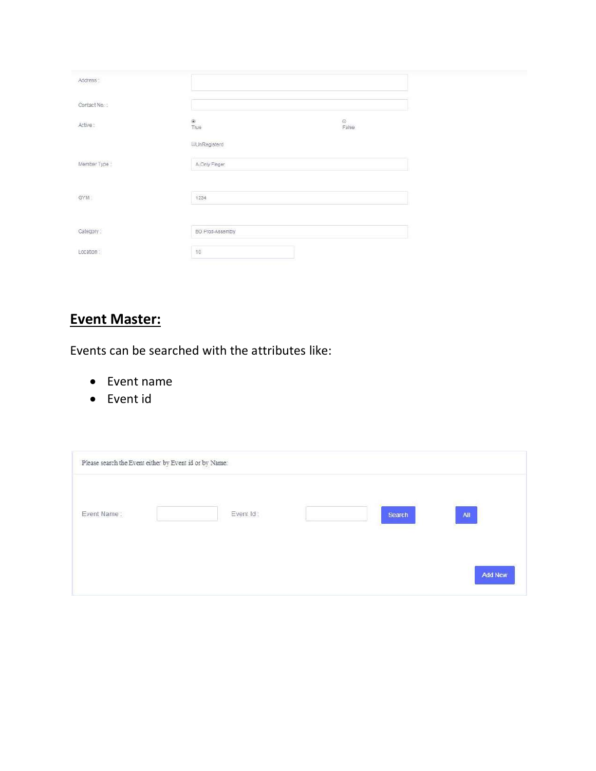| | | |
|---|---|---|
| Address : | | |
| Contact No. : | | |
| Active : | True | False |
| | UnRegisterd | |
| Member Type : | A-Only Finger | |
| GYM : | 1234 | |
| Category : | BD Prod-Assembly | |
| Location : | 10 | |

## Event Master:

Events can be searched with the attributes like:

- Event name
- Event id

Please search the Event either by Event id or by Name:

Event Name : [ ] Event Id : [ ] Search All

Add New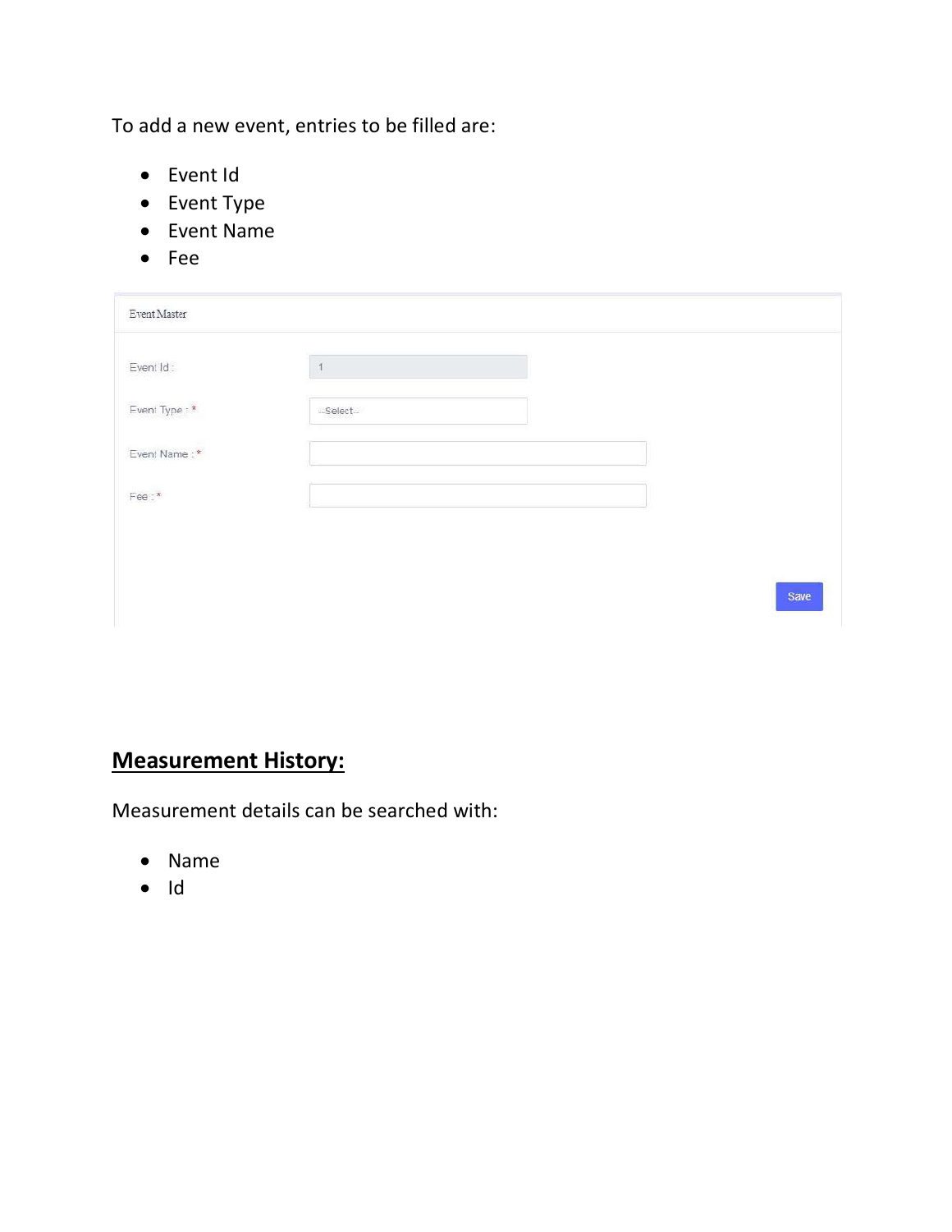To add a new event, entries to be filled are:

- Event Id
- Event Type
- Event Name
- Fee

Event Master

Event Id : 1

Event Type : * --Select--

Event Name : *

Fee : *

Save

## **Measurement History:**

Measurement details can be searched with:

- Name
- Id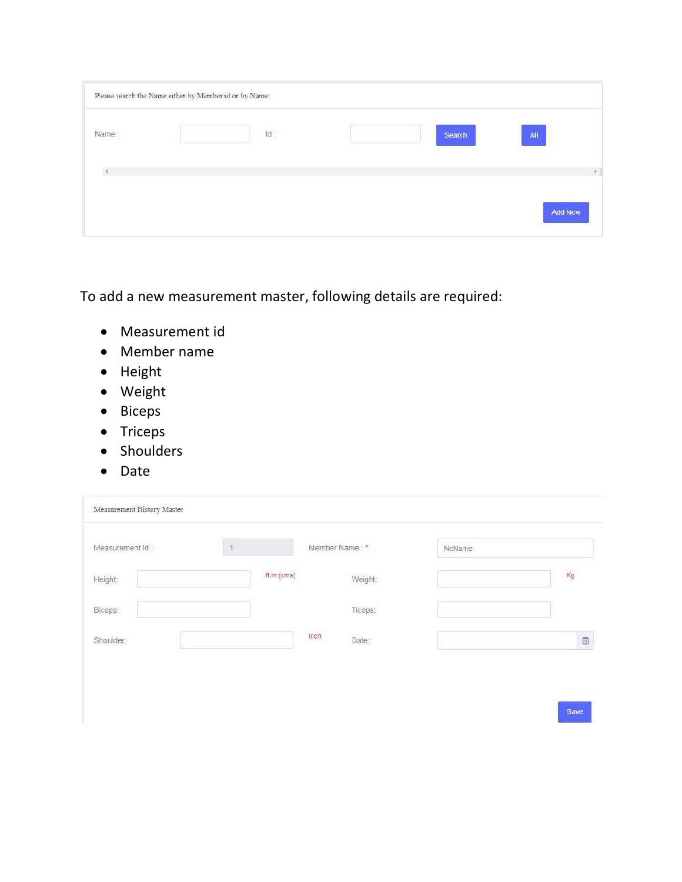Please search the Name either by Member id or by Name:

Name : Id : Search All

Add New

To add a new measurement master, following details are required:

- Measurement id
- Member name
- Height
- Weight
- Biceps
- Triceps
- Shoulders
- Date

Measurement History Master

Measurement Id : 1 Member Name : * NoName

Height: ft.in.(cms) Weight: Kg

Biceps: Ticeps:

Shoulder: Inch Date:

Save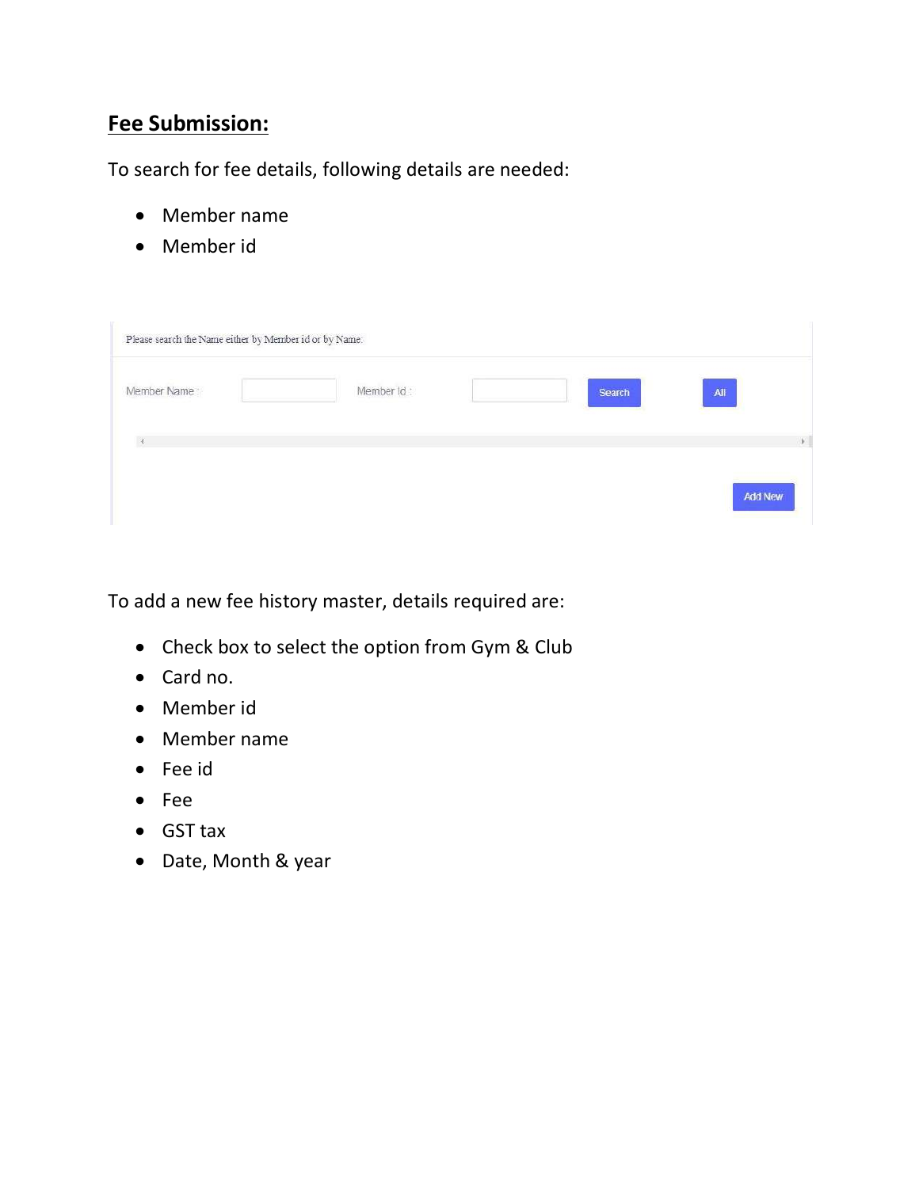## Fee Submission:

To search for fee details, following details are needed:

- Member name
- Member id

Please search the Name either by Member id or by Name.

Member Name : Member Id : Search All

Add New

To add a new fee history master, details required are:

- Check box to select the option from Gym & Club
- Card no.
- Member id
- Member name
- Fee id
- Fee
- GST tax
- Date, Month & year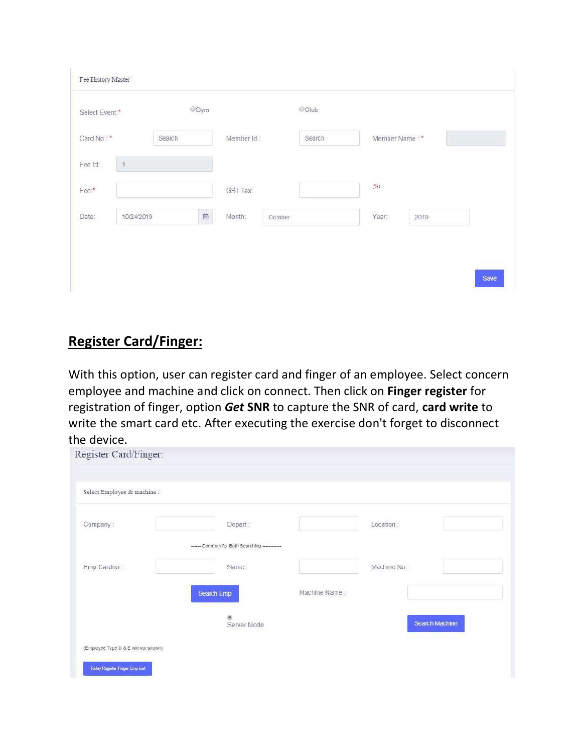Fee History Master

Select Event:* ○Gym ○Club

Card No : * Search Member Id : Search Member Name : *

Fee Id: 1

Fee:* GST Tax (%)

Date: 10/24/2019 Month: October Year: 2019

Save

## Register Card/Finger:

With this option, user can register card and finger of an employee. Select concern employee and machine and click on connect. Then click on **Finger register** for registration of finger, option ***Get* SNR** to capture the SNR of card, **card write** to write the smart card etc. After executing the exercise don't forget to disconnect the device.

Register Card/Finger:

Select Employee & machine :

Company : Depart : Location :

------ Common for Both Searching ----------

Emp Cardno : Name : Machine No. :

Search Emp Machine Name :

Server Mode Search Machine

(Employee Type D & E will not shown)

Today Register Finger Emp List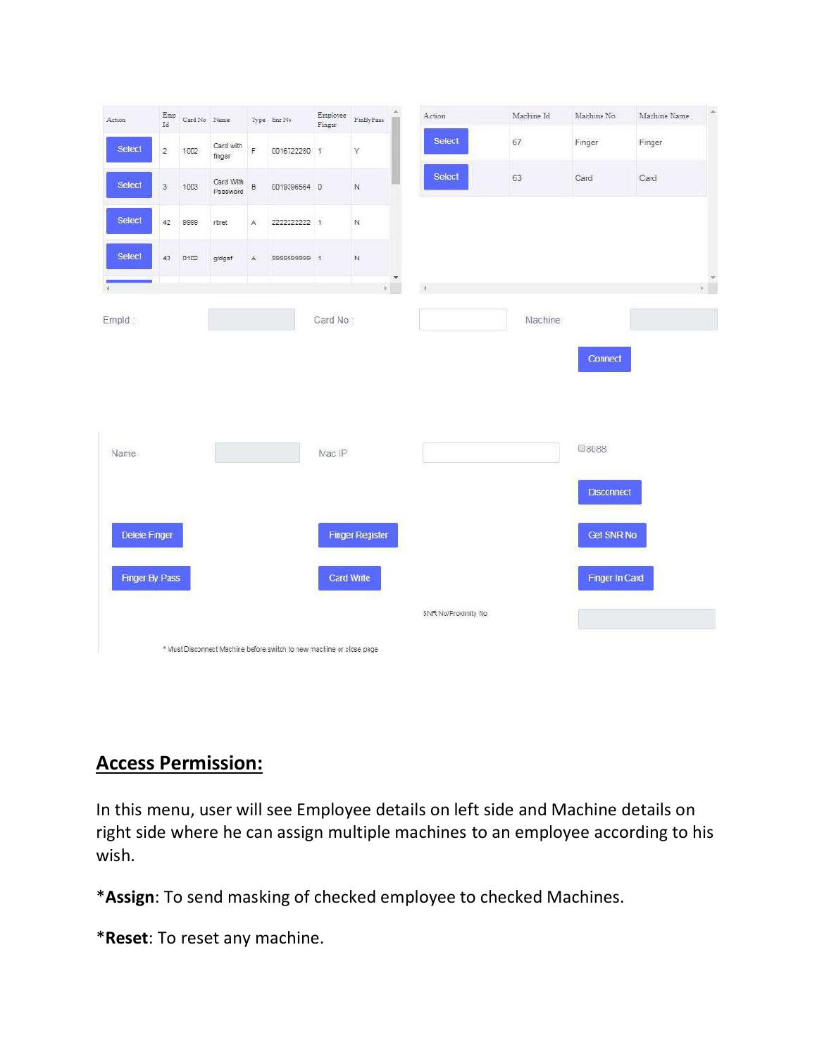| Action | Emp Id | Card No | Name | Type | Snr No | Employee Finger | FinByPass |
|---|---|---|---|---|---|---|---|
| Select | 2 | 1002 | Card with finger | F | 0016722280 | 1 | Y |
| Select | 3 | 1003 | Card With Password | B | 0019396564 | 0 | N |
| Select | 42 | 9999 | rtret | A | 2222222222 | 1 | N |
| Select | 43 | 0102 | gfdgsf | A | 9999999999 | 1 | N |

| Action | Machine Id | Machine No | Machine Name |
|---|---|---|---|
| Select | 67 | Finger | Finger |
| Select | 63 | Card | Card |

EmpId : Card No : Machine

Connect

Name Mac IP 8088

Disconnect

Delete Finger Finger Register Get SNR No

Finger By Pass Card Write Finger In Card

SNR No/Proximity No

* Must Disconnect Machine before switch to new machine or close page

## Access Permission:

In this menu, user will see Employee details on left side and Machine details on right side where he can assign multiple machines to an employee according to his wish.

***Assign**: To send masking of checked employee to checked Machines.

***Reset**: To reset any machine.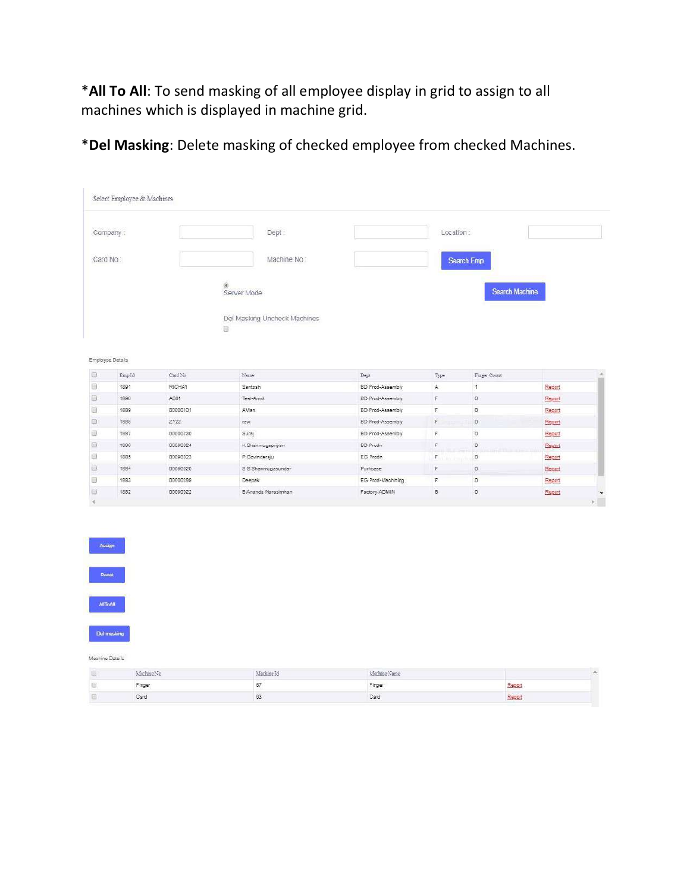*__All To All__: To send masking of all employee display in grid to assign to all machines which is displayed in machine grid.

*__Del Masking__: Delete masking of checked employee from checked Machines.

Select Employee & Machines

Company :  Dept :  Location :

Card No :  Machine No :  Search Emp

Server Mode  Search Machine

Del Masking Uncheck Machines

Employee Details

| | Emp Id | Card No | Name | Dept | Type | Finger Count | |
|---|---|---|---|---|---|---|---|
| | 1891 | RICHA1 | Santosh | BD Prod-Assembly | A | 1 | Report |
| | 1890 | A001 | Test-Amit | BD Prod-Assembly | F | 0 | Report |
| | 1889 | 00000101 | AMan | BD Prod-Assembly | F | 0 | Report |
| | 1888 | Z122 | ravi | BD Prod-Assembly | F | 0 | Report |
| | 1887 | 00000230 | Suraj | BD Prod-Assembly | F | 0 | Report |
| | 1886 | 00090824 | K Shanmugapriyan | BD Prodn | F | 0 | Report |
| | 1885 | 00090823 | P Govindaraju | EG Prodn | F | 0 | Report |
| | 1884 | 00090820 | S S Shanmugasundar | Purchase | F | 0 | Report |
| | 1883 | 00000289 | Deepak | EG Prod-Machining | F | 0 | Report |
| | 1882 | 00090822 | B Ananda Narasimhan | Factory-ADMIN | B | 0 | Report |

Assign

Reset

AllToAll

Del masking

Machine Details

| | MachineNo | Machine Id | Machine Name | |
|---|---|---|---|---|
| | Finger | 57 | Finger | Report |
| | Card | 53 | Card | Report |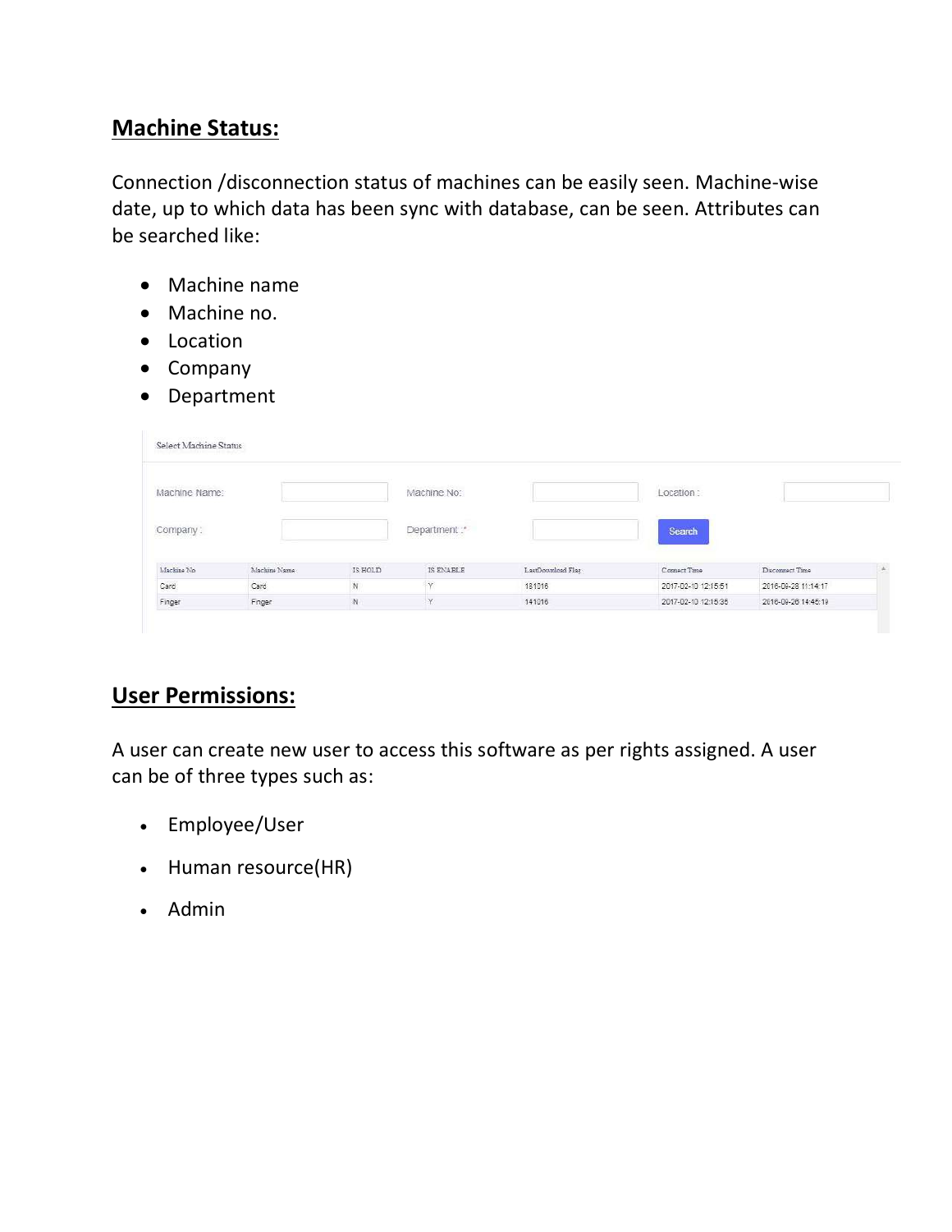## **Machine Status:**

Connection /disconnection status of machines can be easily seen. Machine-wise date, up to which data has been sync with database, can be seen. Attributes can be searched like:

- Machine name
- Machine no.
- Location
- Company
- Department

Select Machine Status

Machine Name: Machine No: Location :

Company : Department :* Search

| Machine No | Machine Name | IS HOLD | IS ENABLE | LastDownload Flag | Connect Time | Disconnect Time |
|---|---|---|---|---|---|---|
| Card | Card | N | Y | 181016 | 2017-02-10 12:15:51 | 2016-09-28 11:14:17 |
| Finger | Finger | N | Y | 141016 | 2017-02-10 12:15:35 | 2016-09-28 14:45:19 |

## **User Permissions:**

A user can create new user to access this software as per rights assigned. A user can be of three types such as:

- Employee/User
- Human resource(HR)
- Admin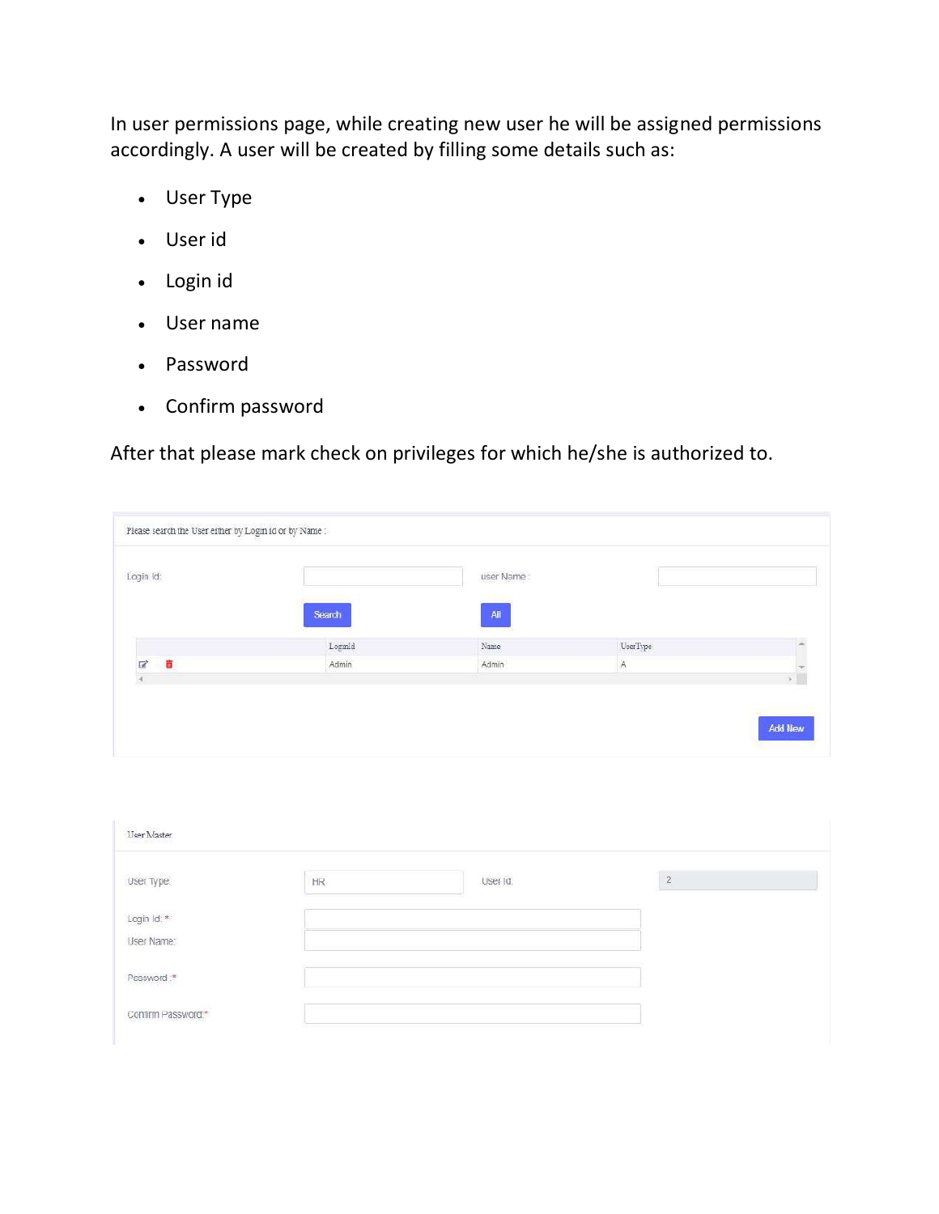In user permissions page, while creating new user he will be assigned permissions accordingly. A user will be created by filling some details such as:

- User Type
- User id
- Login id
- User name
- Password
- Confirm password

After that please mark check on privileges for which he/she is authorized to.

Please search the User either by Login id or by Name :

Login Id: user Name :

Search All

| | | LoginId | Name | UserType |
|---|---|---|---|---|
| | | Admin | Admin | A |

Add New

User Master

User Type: HR User Id: 2

Login Id: *

User Name:

Password :*

Confirm Password:*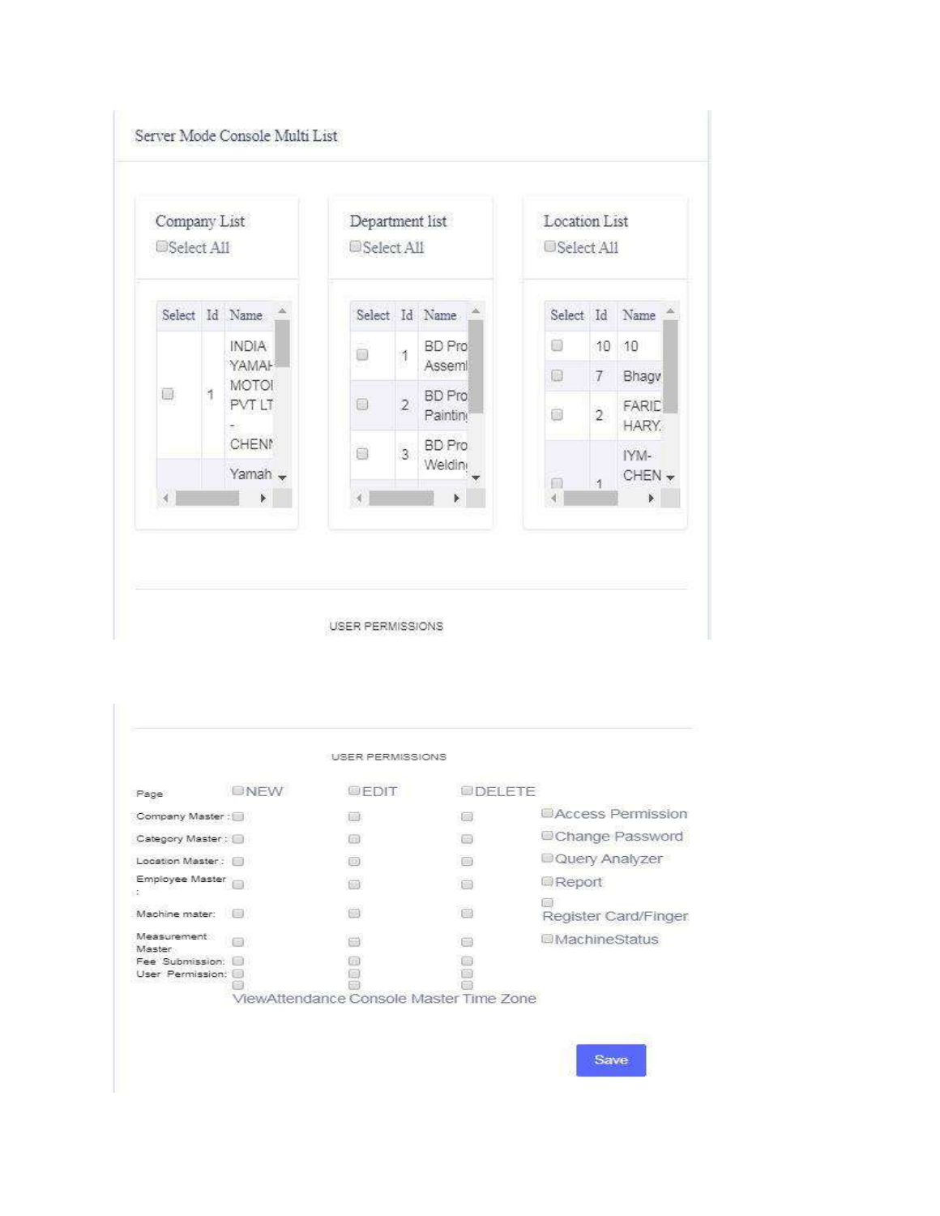## Server Mode Console Multi List

### Company List

Select All

| Select | Id | Name |
|---|---|---|
| | 1 | INDIA YAMAH MOTOI PVT LT - CHENI |
| | | Yamah |

### Department list

Select All

| Select | Id | Name |
|---|---|---|
| | 1 | BD Pro Asseml |
| | 2 | BD Pro Paintin |
| | 3 | BD Pro Weldin |

### Location List

Select All

| Select | Id | Name |
|---|---|---|
| | 10 | 10 |
| | 7 | Bhagv |
| | 2 | FARIC HARY. |
| | 1 | IYM- CHEN |

USER PERMISSIONS

---

USER PERMISSIONS

| Page | NEW | EDIT | DELETE | |
|---|---|---|---|---|
| Company Master : | | | | Access Permission |
| Category Master : | | | | Change Password |
| Location Master : | | | | Query Analyzer |
| Employee Master : | | | | Report |
| Machine mater: | | | | Register Card/Finger |
| Measurement Master | | | | MachineStatus |
| Fee Submission: | | | | |
| User Permission: | | | | |
| | ViewAttendance | Console Master | Time Zone | |

Save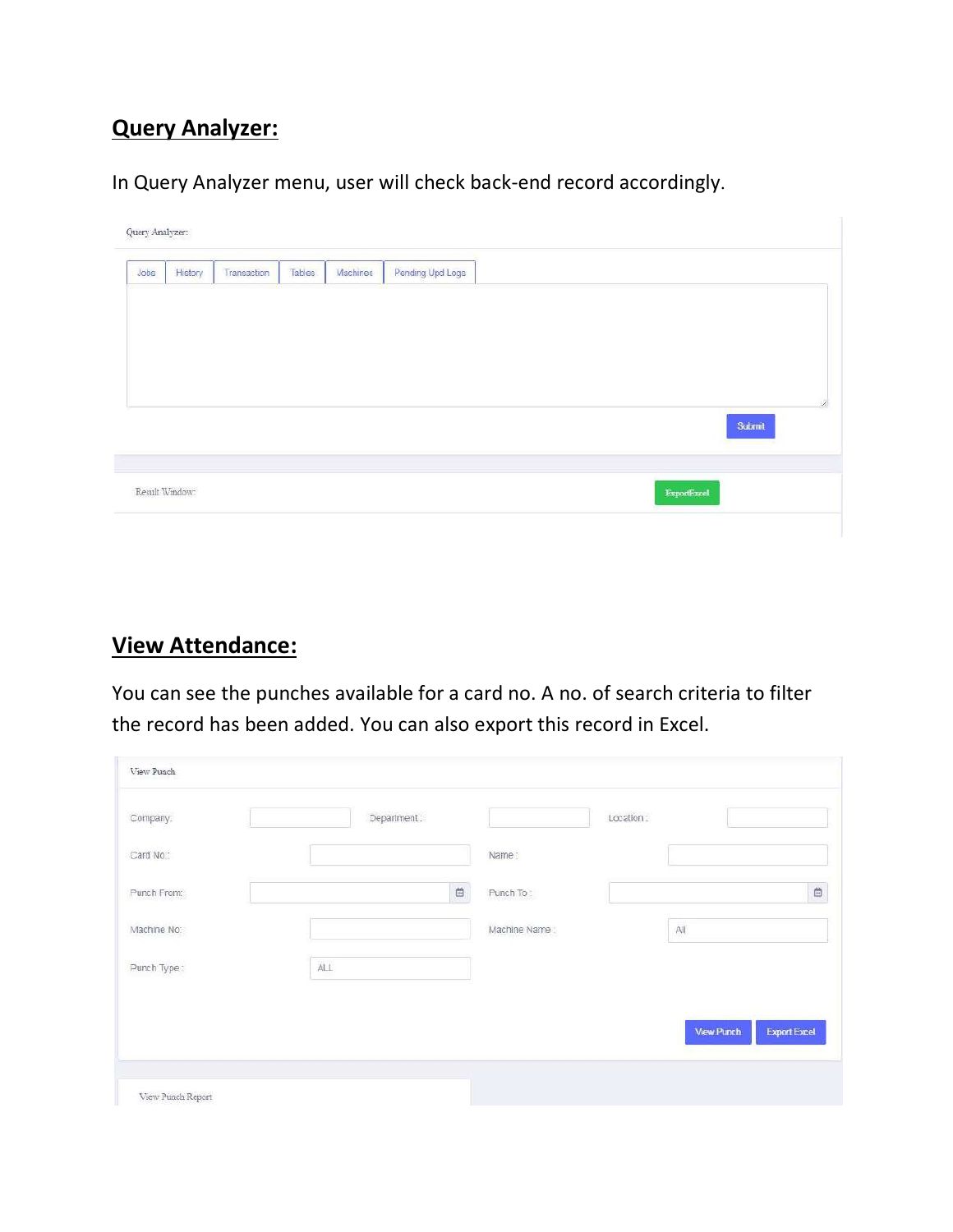## Query Analyzer:

In Query Analyzer menu, user will check back-end record accordingly.

Query Analyzer:

Jobs | History | Transaction | Tables | Machines | Pending Upd Logs

Submit

Result Window:

ExportExcel

## View Attendance:

You can see the punches available for a card no. A no. of search criteria to filter the record has been added. You can also export this record in Excel.

View Punch

Company: Department : Location :

Card No.: Name :

Punch From: Punch To :

Machine No: Machine Name : All

Punch Type : ALL

View Punch | Export Excel

View Punch Report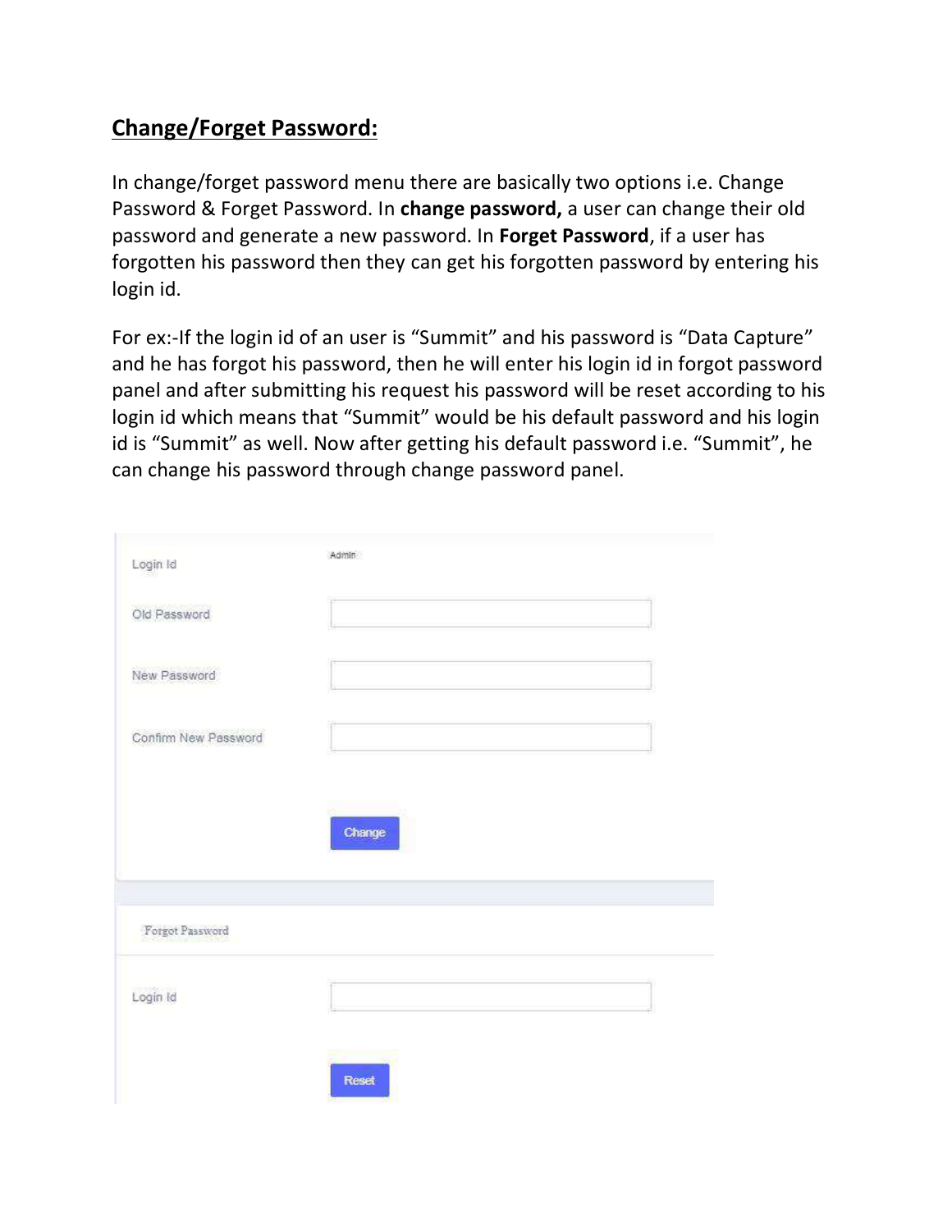## Change/Forget Password:

In change/forget password menu there are basically two options i.e. Change Password & Forget Password. In **change password,** a user can change their old password and generate a new password. In **Forget Password**, if a user has forgotten his password then they can get his forgotten password by entering his login id.

For ex:-If the login id of an user is "Summit" and his password is "Data Capture" and he has forgot his password, then he will enter his login id in forgot password panel and after submitting his request his password will be reset according to his login id which means that "Summit" would be his default password and his login id is "Summit" as well. Now after getting his default password i.e. "Summit", he can change his password through change password panel.

Login Id — Admin

Old Password

New Password

Confirm New Password

Change

Forgot Password

Login Id

Reset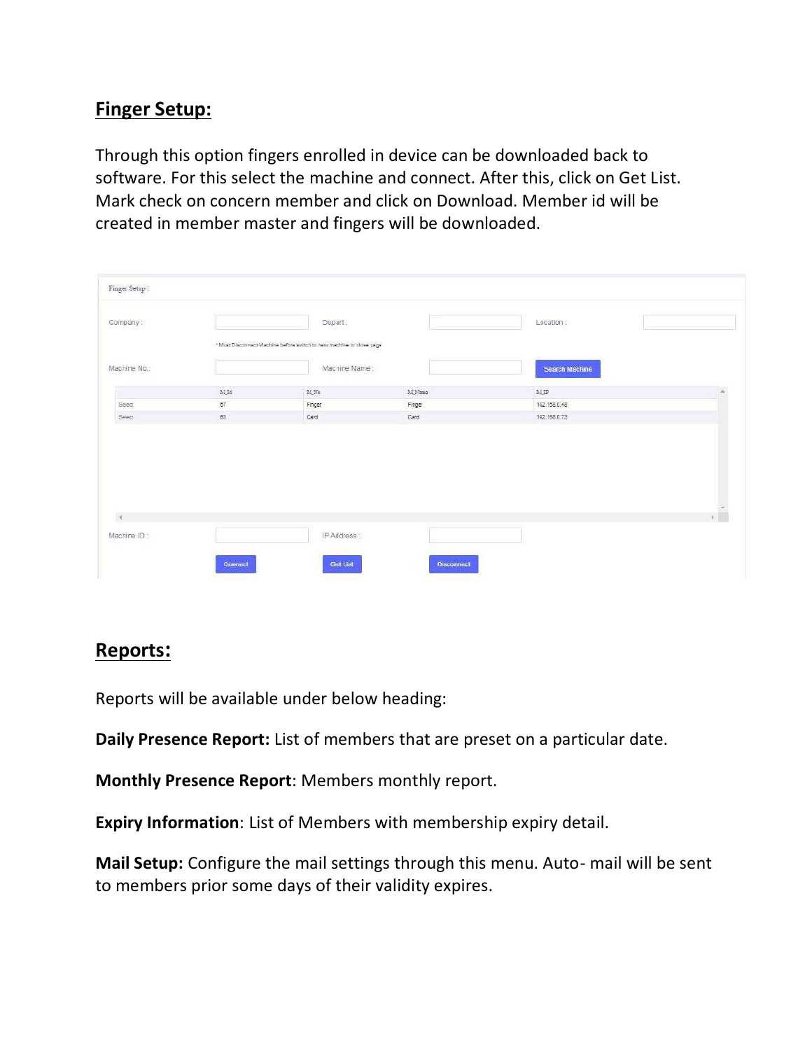## Finger Setup:

Through this option fingers enrolled in device can be downloaded back to software. For this select the machine and connect. After this, click on Get List. Mark check on concern member and click on Download. Member id will be created in member master and fingers will be downloaded.

Finger Setup :

Company : | Depart : | Location :

* Must Disconnect Machine before switch to new machine or close page

Machine No. : | Machine Name : | Search Machine

| | M_Id | M_No | M_Name | M_IP |
|---|---|---|---|---|
| Select | 67 | Finger | Finger | 192.168.0.48 |
| Select | 63 | Card | Card | 192.168.0.73 |

Machine ID : | IP Address :

Connect | Get List | Disconnect

## Reports:

Reports will be available under below heading:

**Daily Presence Report:** List of members that are preset on a particular date.

**Monthly Presence Report**: Members monthly report.

**Expiry Information**: List of Members with membership expiry detail.

**Mail Setup:** Configure the mail settings through this menu. Auto- mail will be sent to members prior some days of their validity expires.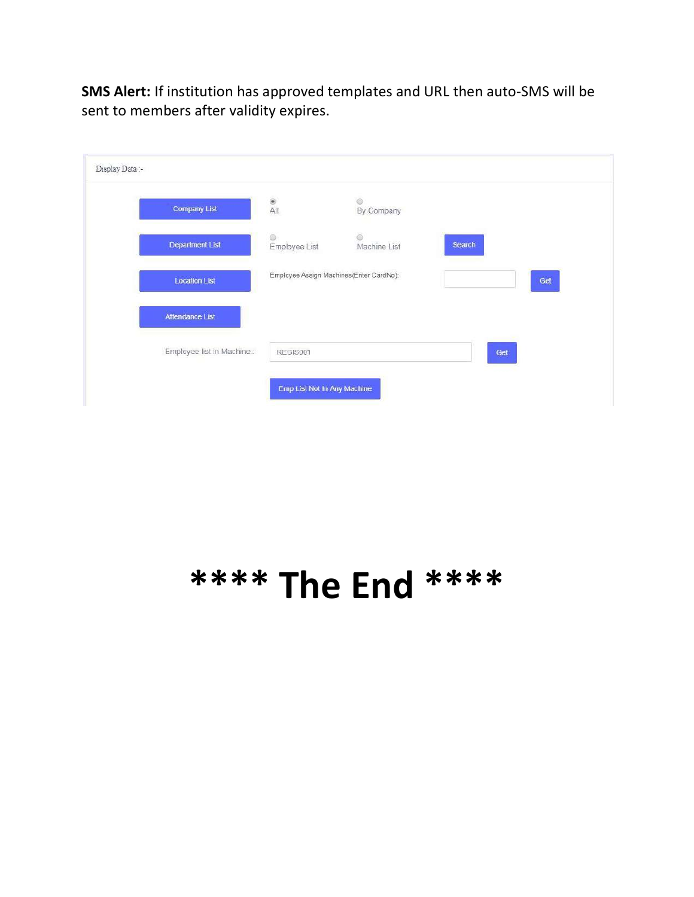**SMS Alert:** If institution has approved templates and URL then auto-SMS will be sent to members after validity expires.

Display Data :-

Company List

All

By Company

Department List

Employee List

Machine List

Search

Location List

Employee Assign Machines(Enter CardNo):

Get

Attendance List

Employee list in Machine :

REGIS001

Get

Emp List Not In Any Machine

# **** The End ****